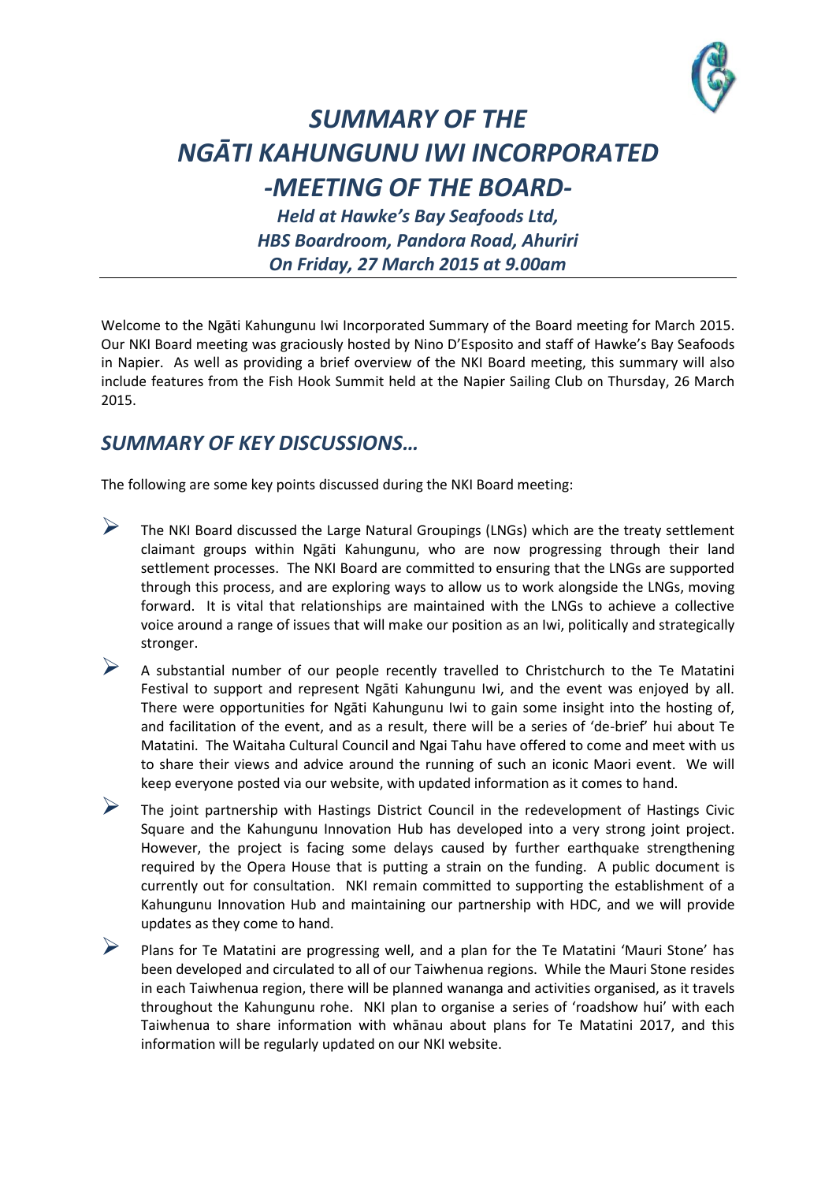# *SUMMARY OF THE NGĀTI KAHUNGUNU IWI INCORPORATED -MEETING OF THE BOARD-*

***Held at Hawke's Bay Seafoods Ltd, HBS Boardroom, Pandora Road, Ahuriri On Friday, 27 March 2015 at 9.00am***

Welcome to the Ngāti Kahungunu Iwi Incorporated Summary of the Board meeting for March 2015. Our NKI Board meeting was graciously hosted by Nino D'Esposito and staff of Hawke's Bay Seafoods in Napier. As well as providing a brief overview of the NKI Board meeting, this summary will also include features from the Fish Hook Summit held at the Napier Sailing Club on Thursday, 26 March 2015.

## *SUMMARY OF KEY DISCUSSIONS…*

The following are some key points discussed during the NKI Board meeting:

- The NKI Board discussed the Large Natural Groupings (LNGs) which are the treaty settlement claimant groups within Ngāti Kahungunu, who are now progressing through their land settlement processes. The NKI Board are committed to ensuring that the LNGs are supported through this process, and are exploring ways to allow us to work alongside the LNGs, moving forward. It is vital that relationships are maintained with the LNGs to achieve a collective voice around a range of issues that will make our position as an Iwi, politically and strategically stronger.
- A substantial number of our people recently travelled to Christchurch to the Te Matatini Festival to support and represent Ngāti Kahungunu Iwi, and the event was enjoyed by all. There were opportunities for Ngāti Kahungunu Iwi to gain some insight into the hosting of, and facilitation of the event, and as a result, there will be a series of 'de-brief' hui about Te Matatini. The Waitaha Cultural Council and Ngai Tahu have offered to come and meet with us to share their views and advice around the running of such an iconic Maori event. We will keep everyone posted via our website, with updated information as it comes to hand.
- The joint partnership with Hastings District Council in the redevelopment of Hastings Civic Square and the Kahungunu Innovation Hub has developed into a very strong joint project. However, the project is facing some delays caused by further earthquake strengthening required by the Opera House that is putting a strain on the funding. A public document is currently out for consultation. NKI remain committed to supporting the establishment of a Kahungunu Innovation Hub and maintaining our partnership with HDC, and we will provide updates as they come to hand.
- Plans for Te Matatini are progressing well, and a plan for the Te Matatini 'Mauri Stone' has been developed and circulated to all of our Taiwhenua regions. While the Mauri Stone resides in each Taiwhenua region, there will be planned wananga and activities organised, as it travels throughout the Kahungunu rohe. NKI plan to organise a series of 'roadshow hui' with each Taiwhenua to share information with whānau about plans for Te Matatini 2017, and this information will be regularly updated on our NKI website.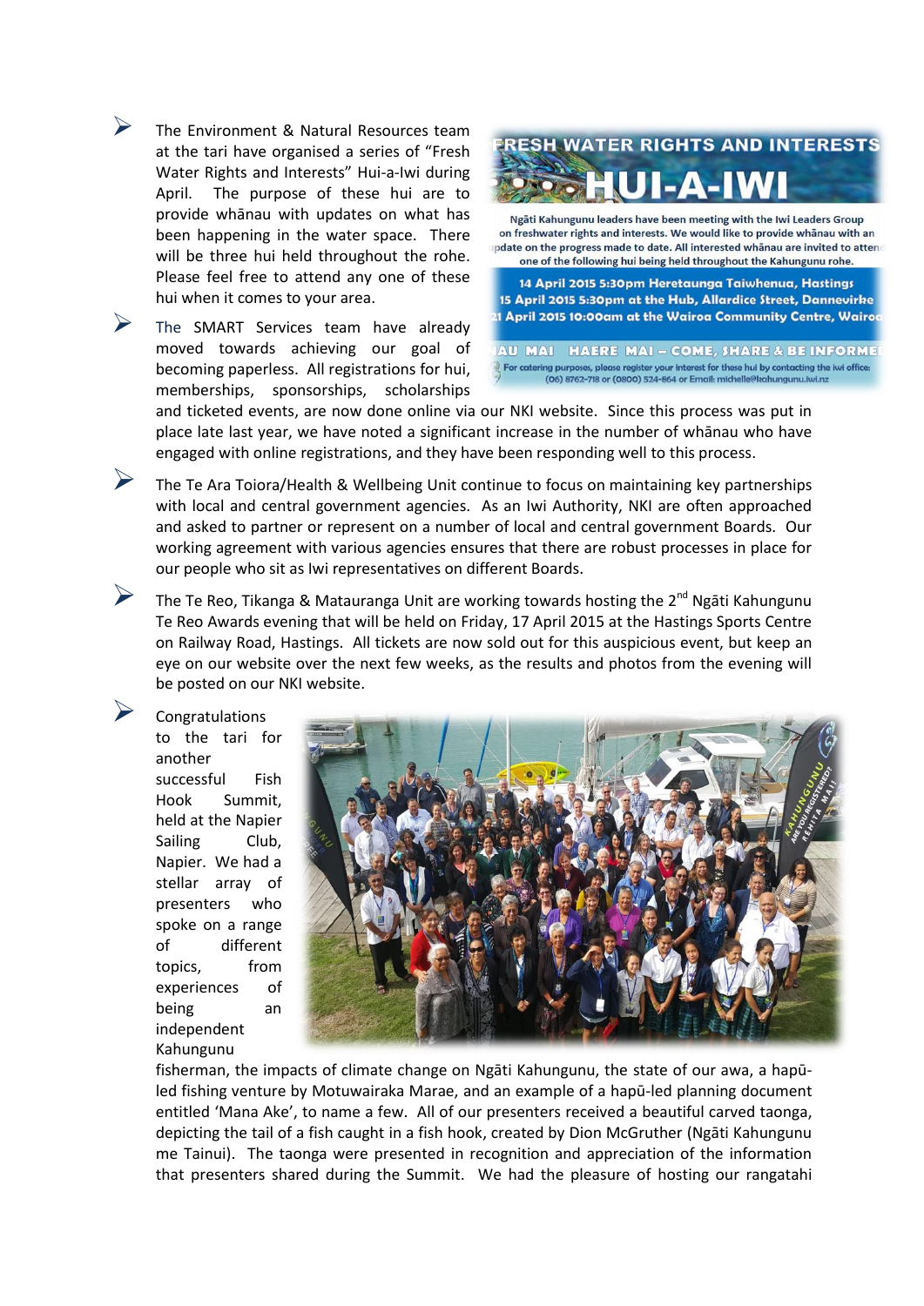- The Environment & Natural Resources team at the tari have organised a series of "Fresh Water Rights and Interests" Hui-a-Iwi during April. The purpose of these hui are to provide whānau with updates on what has been happening in the water space. There will be three hui held throughout the rohe. Please feel free to attend any one of these hui when it comes to your area.

FRESH WATER RIGHTS AND INTERESTS
HUI-A-IWI

Ngāti Kahungunu leaders have been meeting with the Iwi Leaders Group on freshwater rights and interests. We would like to provide whānau with an update on the progress made to date. All interested whānau are invited to attend one of the following hui being held throughout the Kahungunu rohe.

14 April 2015 5:30pm Heretaunga Taiwhenua, Hastings
15 April 2015 5:30pm at the Hub, Allardice Street, Dannevirke
21 April 2015 10:00am at the Wairoa Community Centre, Wairoa

NAU MAI HAERE MAI – COME, SHARE & BE INFORMED

For catering purposes, please register your interest for these hui by contacting the iwi office: (06) 8762-718 or (0800) 524-864 or Email: michelle@kahungunu.iwi.nz

- The SMART Services team have already moved towards achieving our goal of becoming paperless. All registrations for hui, memberships, sponsorships, scholarships and ticketed events, are now done online via our NKI website. Since this process was put in place late last year, we have noted a significant increase in the number of whānau who have engaged with online registrations, and they have been responding well to this process.

- The Te Ara Toiora/Health & Wellbeing Unit continue to focus on maintaining key partnerships with local and central government agencies. As an Iwi Authority, NKI are often approached and asked to partner or represent on a number of local and central government Boards. Our working agreement with various agencies ensures that there are robust processes in place for our people who sit as Iwi representatives on different Boards.

- The Te Reo, Tikanga & Matauranga Unit are working towards hosting the 2nd Ngāti Kahungunu Te Reo Awards evening that will be held on Friday, 17 April 2015 at the Hastings Sports Centre on Railway Road, Hastings. All tickets are now sold out for this auspicious event, but keep an eye on our website over the next few weeks, as the results and photos from the evening will be posted on our NKI website.

- Congratulations to the tari for another successful Fish Hook Summit, held at the Napier Sailing Club, Napier. We had a stellar array of presenters who spoke on a range of different topics, from experiences of being an independent Kahungunu fisherman, the impacts of climate change on Ngāti Kahungunu, the state of our awa, a hapū-led fishing venture by Motuwairaka Marae, and an example of a hapū-led planning document entitled 'Mana Ake', to name a few. All of our presenters received a beautiful carved taonga, depicting the tail of a fish caught in a fish hook, created by Dion McGruther (Ngāti Kahungunu me Tainui). The taonga were presented in recognition and appreciation of the information that presenters shared during the Summit. We had the pleasure of hosting our rangatahi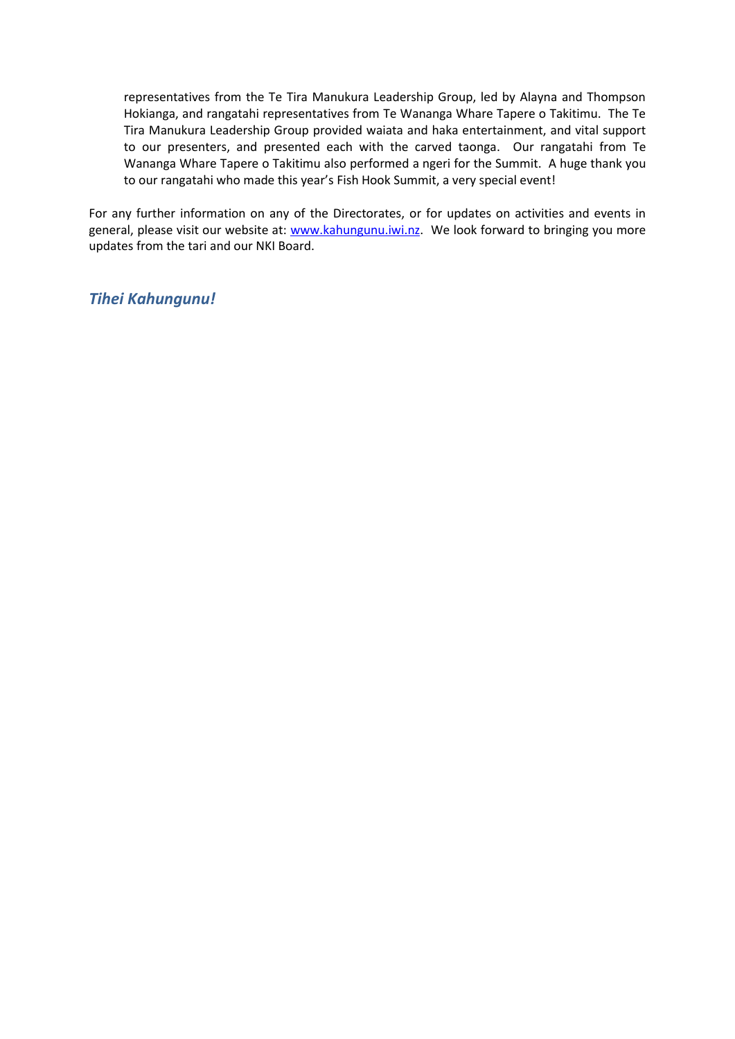representatives from the Te Tira Manukura Leadership Group, led by Alayna and Thompson Hokianga, and rangatahi representatives from Te Wananga Whare Tapere o Takitimu. The Te Tira Manukura Leadership Group provided waiata and haka entertainment, and vital support to our presenters, and presented each with the carved taonga. Our rangatahi from Te Wananga Whare Tapere o Takitimu also performed a ngeri for the Summit. A huge thank you to our rangatahi who made this year's Fish Hook Summit, a very special event!

For any further information on any of the Directorates, or for updates on activities and events in general, please visit our website at: [www.kahungunu.iwi.nz](http://www.kahungunu.iwi.nz). We look forward to bringing you more updates from the tari and our NKI Board.

***Tihei Kahungunu!***